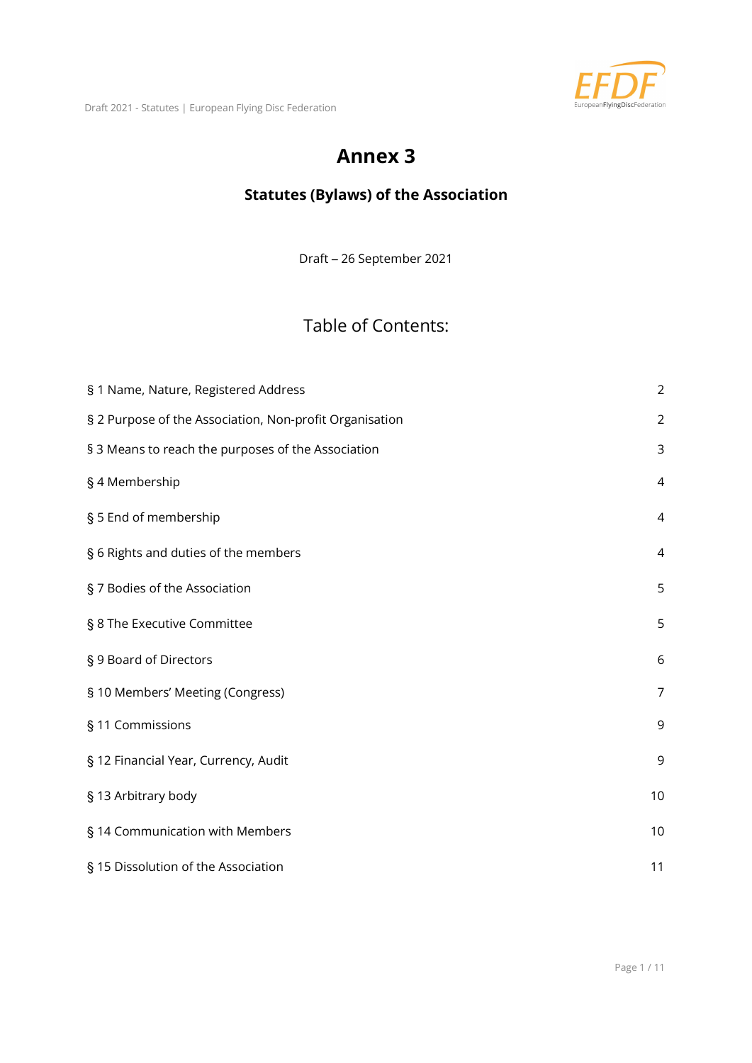# Annex 3

## Statutes (Bylaws) of the Association

Draft – 26 September 2021

## Table of Contents:

| | |
|---|---|
| § 1 Name, Nature, Registered Address | 2 |
| § 2 Purpose of the Association, Non-profit Organisation | 2 |
| § 3 Means to reach the purposes of the Association | 3 |
| § 4 Membership | 4 |
| § 5 End of membership | 4 |
| § 6 Rights and duties of the members | 4 |
| § 7 Bodies of the Association | 5 |
| § 8 The Executive Committee | 5 |
| § 9 Board of Directors | 6 |
| § 10 Members' Meeting (Congress) | 7 |
| § 11 Commissions | 9 |
| § 12 Financial Year, Currency, Audit | 9 |
| § 13 Arbitrary body | 10 |
| § 14 Communication with Members | 10 |
| § 15 Dissolution of the Association | 11 |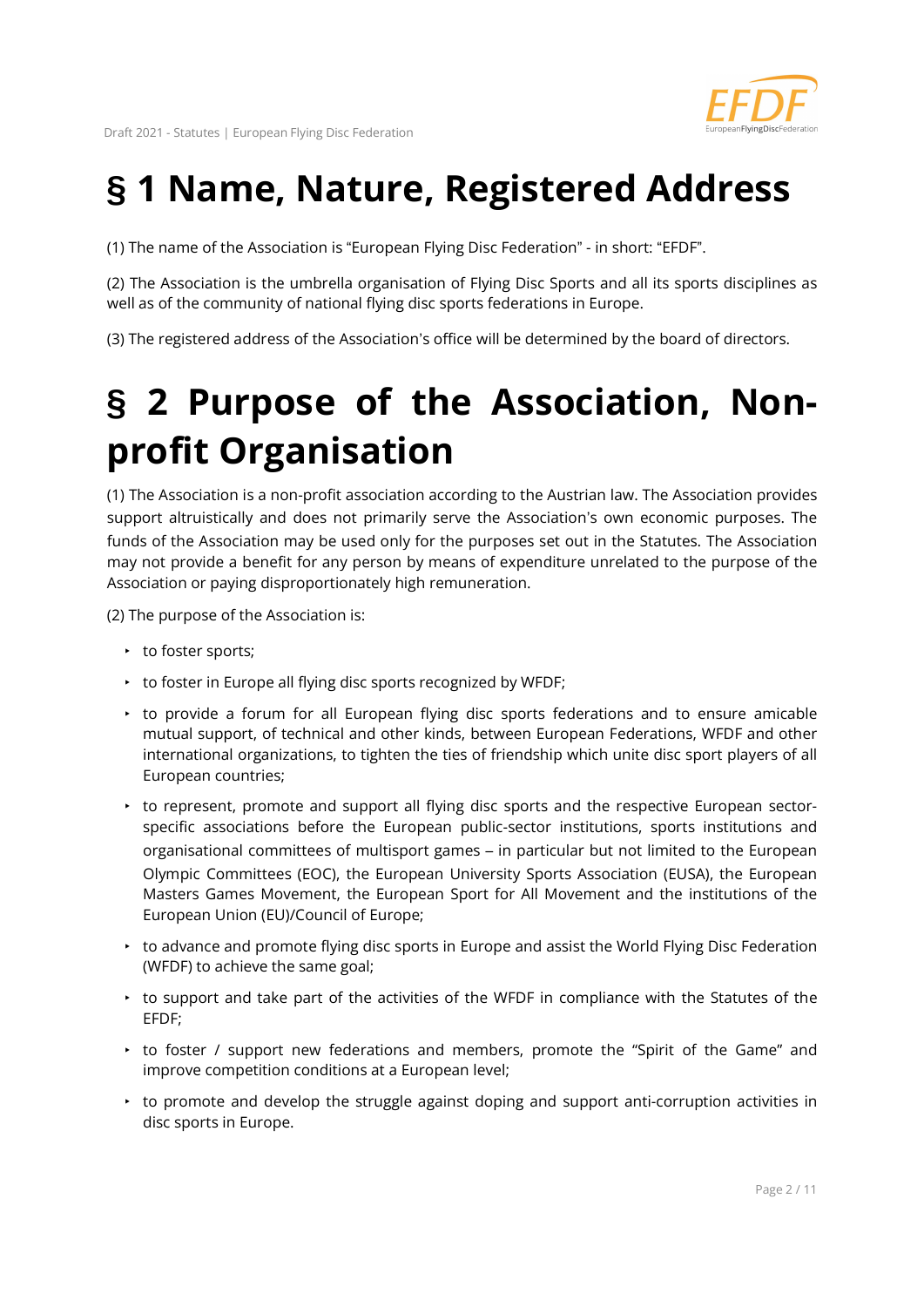# § 1 Name, Nature, Registered Address

(1) The name of the Association is "European Flying Disc Federation" - in short: "EFDF".

(2) The Association is the umbrella organisation of Flying Disc Sports and all its sports disciplines as well as of the community of national flying disc sports federations in Europe.

(3) The registered address of the Association's office will be determined by the board of directors.

# § 2 Purpose of the Association, Non-profit Organisation

(1) The Association is a non-profit association according to the Austrian law. The Association provides support altruistically and does not primarily serve the Association's own economic purposes. The funds of the Association may be used only for the purposes set out in the Statutes. The Association may not provide a benefit for any person by means of expenditure unrelated to the purpose of the Association or paying disproportionately high remuneration.

(2) The purpose of the Association is:

- to foster sports;
- to foster in Europe all flying disc sports recognized by WFDF;
- to provide a forum for all European flying disc sports federations and to ensure amicable mutual support, of technical and other kinds, between European Federations, WFDF and other international organizations, to tighten the ties of friendship which unite disc sport players of all European countries;
- to represent, promote and support all flying disc sports and the respective European sector-specific associations before the European public-sector institutions, sports institutions and organisational committees of multisport games – in particular but not limited to the European Olympic Committees (EOC), the European University Sports Association (EUSA), the European Masters Games Movement, the European Sport for All Movement and the institutions of the European Union (EU)/Council of Europe;
- to advance and promote flying disc sports in Europe and assist the World Flying Disc Federation (WFDF) to achieve the same goal;
- to support and take part of the activities of the WFDF in compliance with the Statutes of the EFDF;
- to foster / support new federations and members, promote the "Spirit of the Game" and improve competition conditions at a European level;
- to promote and develop the struggle against doping and support anti-corruption activities in disc sports in Europe.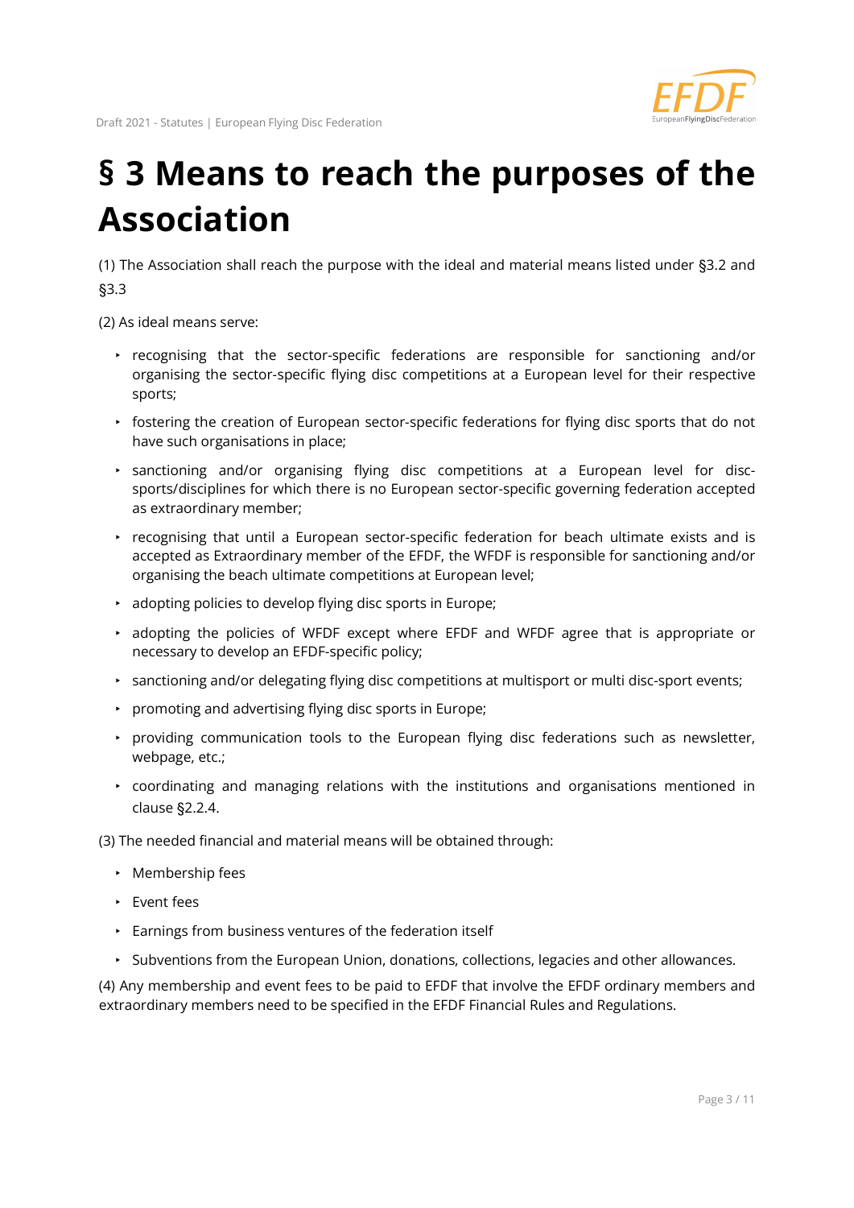# § 3 Means to reach the purposes of the Association

(1) The Association shall reach the purpose with the ideal and material means listed under §3.2 and §3.3

(2) As ideal means serve:

- recognising that the sector-specific federations are responsible for sanctioning and/or organising the sector-specific flying disc competitions at a European level for their respective sports;
- fostering the creation of European sector-specific federations for flying disc sports that do not have such organisations in place;
- sanctioning and/or organising flying disc competitions at a European level for disc-sports/disciplines for which there is no European sector-specific governing federation accepted as extraordinary member;
- recognising that until a European sector-specific federation for beach ultimate exists and is accepted as Extraordinary member of the EFDF, the WFDF is responsible for sanctioning and/or organising the beach ultimate competitions at European level;
- adopting policies to develop flying disc sports in Europe;
- adopting the policies of WFDF except where EFDF and WFDF agree that is appropriate or necessary to develop an EFDF-specific policy;
- sanctioning and/or delegating flying disc competitions at multisport or multi disc-sport events;
- promoting and advertising flying disc sports in Europe;
- providing communication tools to the European flying disc federations such as newsletter, webpage, etc.;
- coordinating and managing relations with the institutions and organisations mentioned in clause §2.2.4.

(3) The needed financial and material means will be obtained through:

- Membership fees
- Event fees
- Earnings from business ventures of the federation itself
- Subventions from the European Union, donations, collections, legacies and other allowances.

(4) Any membership and event fees to be paid to EFDF that involve the EFDF ordinary members and extraordinary members need to be specified in the EFDF Financial Rules and Regulations.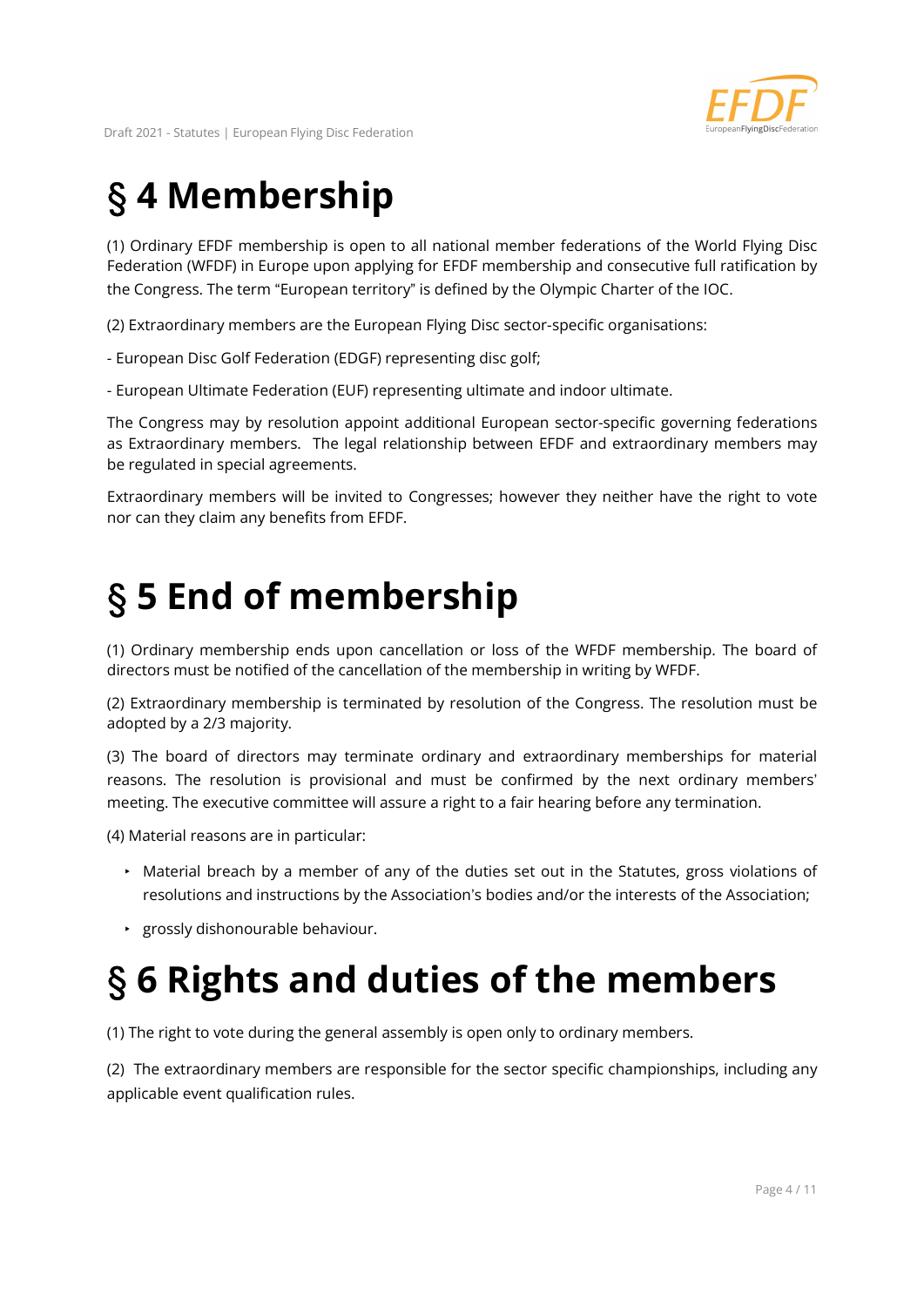# § 4 Membership

(1) Ordinary EFDF membership is open to all national member federations of the World Flying Disc Federation (WFDF) in Europe upon applying for EFDF membership and consecutive full ratification by the Congress. The term "European territory" is defined by the Olympic Charter of the IOC.

(2) Extraordinary members are the European Flying Disc sector-specific organisations:

- European Disc Golf Federation (EDGF) representing disc golf;

- European Ultimate Federation (EUF) representing ultimate and indoor ultimate.

The Congress may by resolution appoint additional European sector-specific governing federations as Extraordinary members. The legal relationship between EFDF and extraordinary members may be regulated in special agreements.

Extraordinary members will be invited to Congresses; however they neither have the right to vote nor can they claim any benefits from EFDF.

# § 5 End of membership

(1) Ordinary membership ends upon cancellation or loss of the WFDF membership. The board of directors must be notified of the cancellation of the membership in writing by WFDF.

(2) Extraordinary membership is terminated by resolution of the Congress. The resolution must be adopted by a 2/3 majority.

(3) The board of directors may terminate ordinary and extraordinary memberships for material reasons. The resolution is provisional and must be confirmed by the next ordinary members' meeting. The executive committee will assure a right to a fair hearing before any termination.

(4) Material reasons are in particular:

- Material breach by a member of any of the duties set out in the Statutes, gross violations of resolutions and instructions by the Association's bodies and/or the interests of the Association;
- grossly dishonourable behaviour.

# § 6 Rights and duties of the members

(1) The right to vote during the general assembly is open only to ordinary members.

(2) The extraordinary members are responsible for the sector specific championships, including any applicable event qualification rules.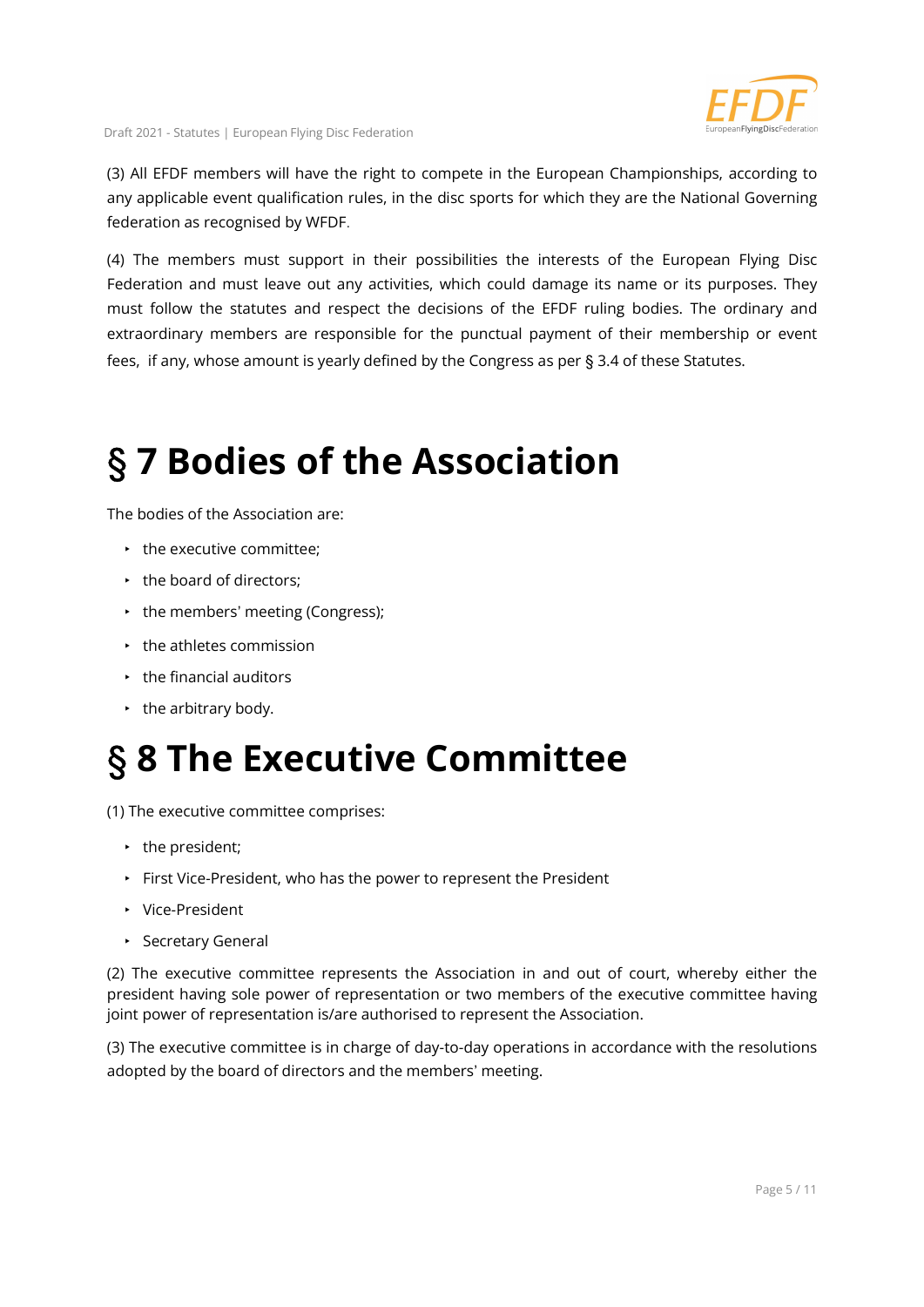(3) All EFDF members will have the right to compete in the European Championships, according to any applicable event qualification rules, in the disc sports for which they are the National Governing federation as recognised by WFDF.

(4) The members must support in their possibilities the interests of the European Flying Disc Federation and must leave out any activities, which could damage its name or its purposes. They must follow the statutes and respect the decisions of the EFDF ruling bodies. The ordinary and extraordinary members are responsible for the punctual payment of their membership or event fees, if any, whose amount is yearly defined by the Congress as per § 3.4 of these Statutes.

# § 7 Bodies of the Association

The bodies of the Association are:

- the executive committee;
- the board of directors;
- the members' meeting (Congress);
- the athletes commission
- the financial auditors
- the arbitrary body.

# § 8 The Executive Committee

(1) The executive committee comprises:

- the president;
- First Vice-President, who has the power to represent the President
- Vice-President
- Secretary General

(2) The executive committee represents the Association in and out of court, whereby either the president having sole power of representation or two members of the executive committee having joint power of representation is/are authorised to represent the Association.

(3) The executive committee is in charge of day-to-day operations in accordance with the resolutions adopted by the board of directors and the members' meeting.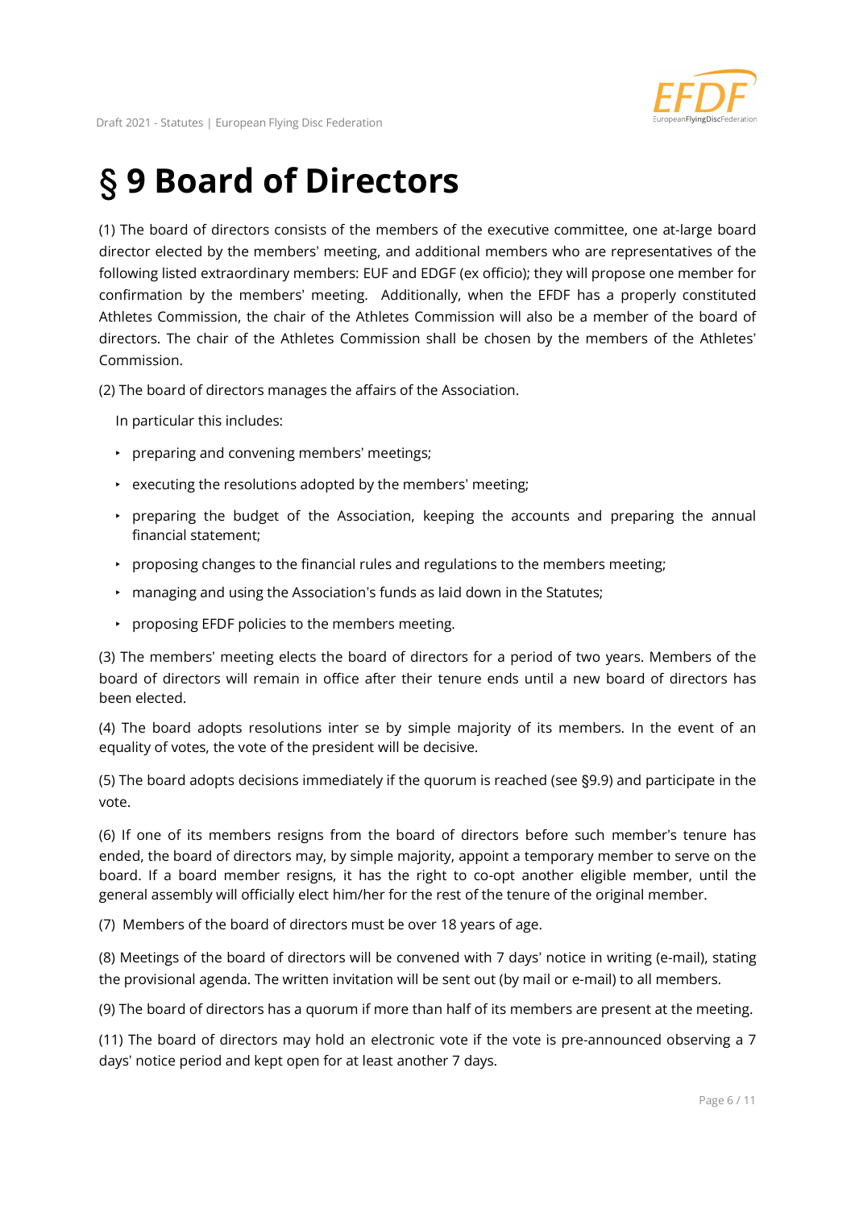# § 9 Board of Directors

(1) The board of directors consists of the members of the executive committee, one at-large board director elected by the members' meeting, and additional members who are representatives of the following listed extraordinary members: EUF and EDGF (ex officio); they will propose one member for confirmation by the members' meeting. Additionally, when the EFDF has a properly constituted Athletes Commission, the chair of the Athletes Commission will also be a member of the board of directors. The chair of the Athletes Commission shall be chosen by the members of the Athletes' Commission.

(2) The board of directors manages the affairs of the Association.

In particular this includes:

- preparing and convening members' meetings;
- executing the resolutions adopted by the members' meeting;
- preparing the budget of the Association, keeping the accounts and preparing the annual financial statement;
- proposing changes to the financial rules and regulations to the members meeting;
- managing and using the Association's funds as laid down in the Statutes;
- proposing EFDF policies to the members meeting.

(3) The members' meeting elects the board of directors for a period of two years. Members of the board of directors will remain in office after their tenure ends until a new board of directors has been elected.

(4) The board adopts resolutions inter se by simple majority of its members. In the event of an equality of votes, the vote of the president will be decisive.

(5) The board adopts decisions immediately if the quorum is reached (see §9.9) and participate in the vote.

(6) If one of its members resigns from the board of directors before such member's tenure has ended, the board of directors may, by simple majority, appoint a temporary member to serve on the board. If a board member resigns, it has the right to co-opt another eligible member, until the general assembly will officially elect him/her for the rest of the tenure of the original member.

(7) Members of the board of directors must be over 18 years of age.

(8) Meetings of the board of directors will be convened with 7 days' notice in writing (e-mail), stating the provisional agenda. The written invitation will be sent out (by mail or e-mail) to all members.

(9) The board of directors has a quorum if more than half of its members are present at the meeting.

(11) The board of directors may hold an electronic vote if the vote is pre-announced observing a 7 days' notice period and kept open for at least another 7 days.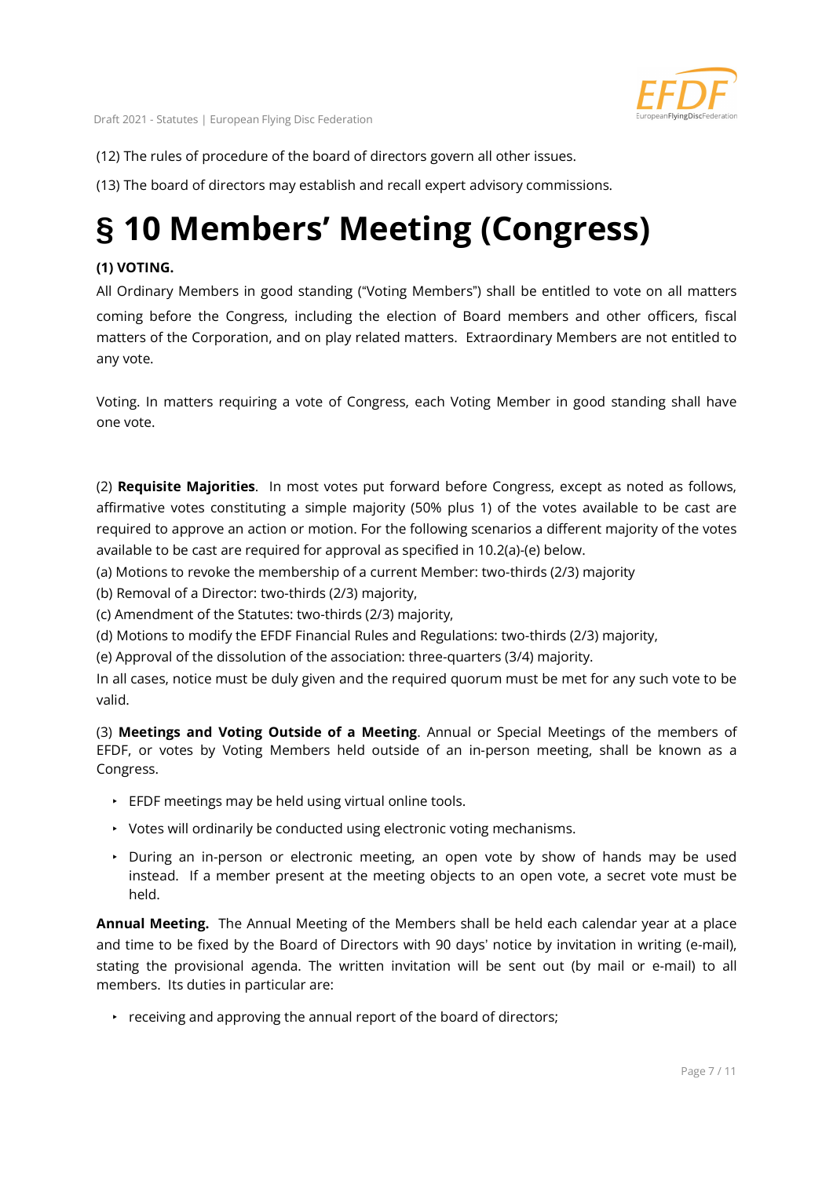(12) The rules of procedure of the board of directors govern all other issues.

(13) The board of directors may establish and recall expert advisory commissions.

# § 10 Members' Meeting (Congress)

**(1) VOTING.**

All Ordinary Members in good standing ("Voting Members") shall be entitled to vote on all matters coming before the Congress, including the election of Board members and other officers, fiscal matters of the Corporation, and on play related matters. Extraordinary Members are not entitled to any vote.

Voting. In matters requiring a vote of Congress, each Voting Member in good standing shall have one vote.

(2) **Requisite Majorities**. In most votes put forward before Congress, except as noted as follows, affirmative votes constituting a simple majority (50% plus 1) of the votes available to be cast are required to approve an action or motion. For the following scenarios a different majority of the votes available to be cast are required for approval as specified in 10.2(a)-(e) below.

(a) Motions to revoke the membership of a current Member: two-thirds (2/3) majority

(b) Removal of a Director: two-thirds (2/3) majority,

(c) Amendment of the Statutes: two-thirds (2/3) majority,

(d) Motions to modify the EFDF Financial Rules and Regulations: two-thirds (2/3) majority,

(e) Approval of the dissolution of the association: three-quarters (3/4) majority.

In all cases, notice must be duly given and the required quorum must be met for any such vote to be valid.

(3) **Meetings and Voting Outside of a Meeting**. Annual or Special Meetings of the members of EFDF, or votes by Voting Members held outside of an in-person meeting, shall be known as a Congress.

- EFDF meetings may be held using virtual online tools.
- Votes will ordinarily be conducted using electronic voting mechanisms.
- During an in-person or electronic meeting, an open vote by show of hands may be used instead. If a member present at the meeting objects to an open vote, a secret vote must be held.

**Annual Meeting.** The Annual Meeting of the Members shall be held each calendar year at a place and time to be fixed by the Board of Directors with 90 days' notice by invitation in writing (e-mail), stating the provisional agenda. The written invitation will be sent out (by mail or e-mail) to all members. Its duties in particular are:

- receiving and approving the annual report of the board of directors;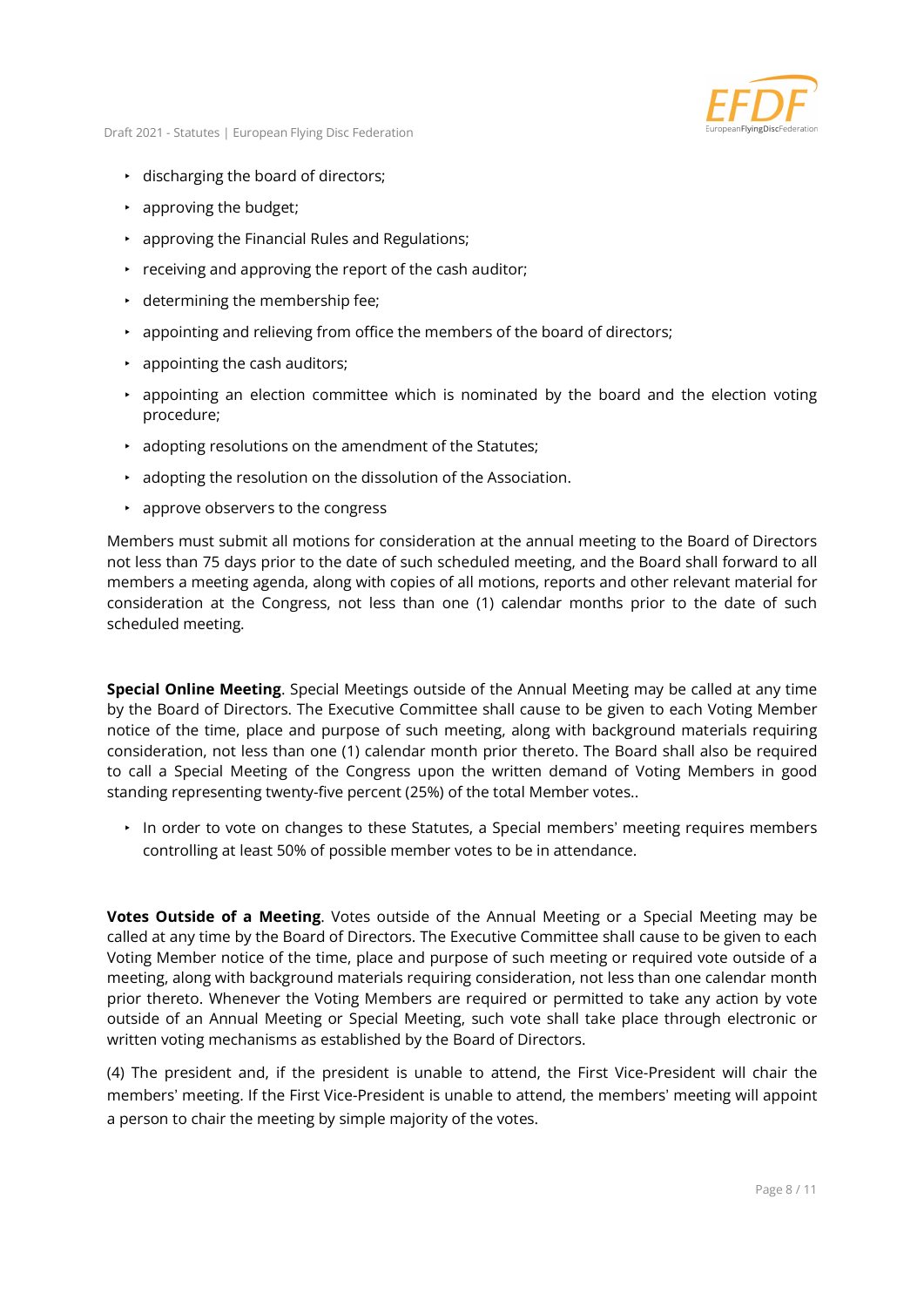- discharging the board of directors;
- approving the budget;
- approving the Financial Rules and Regulations;
- receiving and approving the report of the cash auditor;
- determining the membership fee;
- appointing and relieving from office the members of the board of directors;
- appointing the cash auditors;
- appointing an election committee which is nominated by the board and the election voting procedure;
- adopting resolutions on the amendment of the Statutes;
- adopting the resolution on the dissolution of the Association.
- approve observers to the congress

Members must submit all motions for consideration at the annual meeting to the Board of Directors not less than 75 days prior to the date of such scheduled meeting, and the Board shall forward to all members a meeting agenda, along with copies of all motions, reports and other relevant material for consideration at the Congress, not less than one (1) calendar months prior to the date of such scheduled meeting.

**Special Online Meeting**. Special Meetings outside of the Annual Meeting may be called at any time by the Board of Directors. The Executive Committee shall cause to be given to each Voting Member notice of the time, place and purpose of such meeting, along with background materials requiring consideration, not less than one (1) calendar month prior thereto. The Board shall also be required to call a Special Meeting of the Congress upon the written demand of Voting Members in good standing representing twenty-five percent (25%) of the total Member votes..

- In order to vote on changes to these Statutes, a Special members' meeting requires members controlling at least 50% of possible member votes to be in attendance.

**Votes Outside of a Meeting**. Votes outside of the Annual Meeting or a Special Meeting may be called at any time by the Board of Directors. The Executive Committee shall cause to be given to each Voting Member notice of the time, place and purpose of such meeting or required vote outside of a meeting, along with background materials requiring consideration, not less than one calendar month prior thereto. Whenever the Voting Members are required or permitted to take any action by vote outside of an Annual Meeting or Special Meeting, such vote shall take place through electronic or written voting mechanisms as established by the Board of Directors.

(4) The president and, if the president is unable to attend, the First Vice-President will chair the members' meeting. If the First Vice-President is unable to attend, the members' meeting will appoint a person to chair the meeting by simple majority of the votes.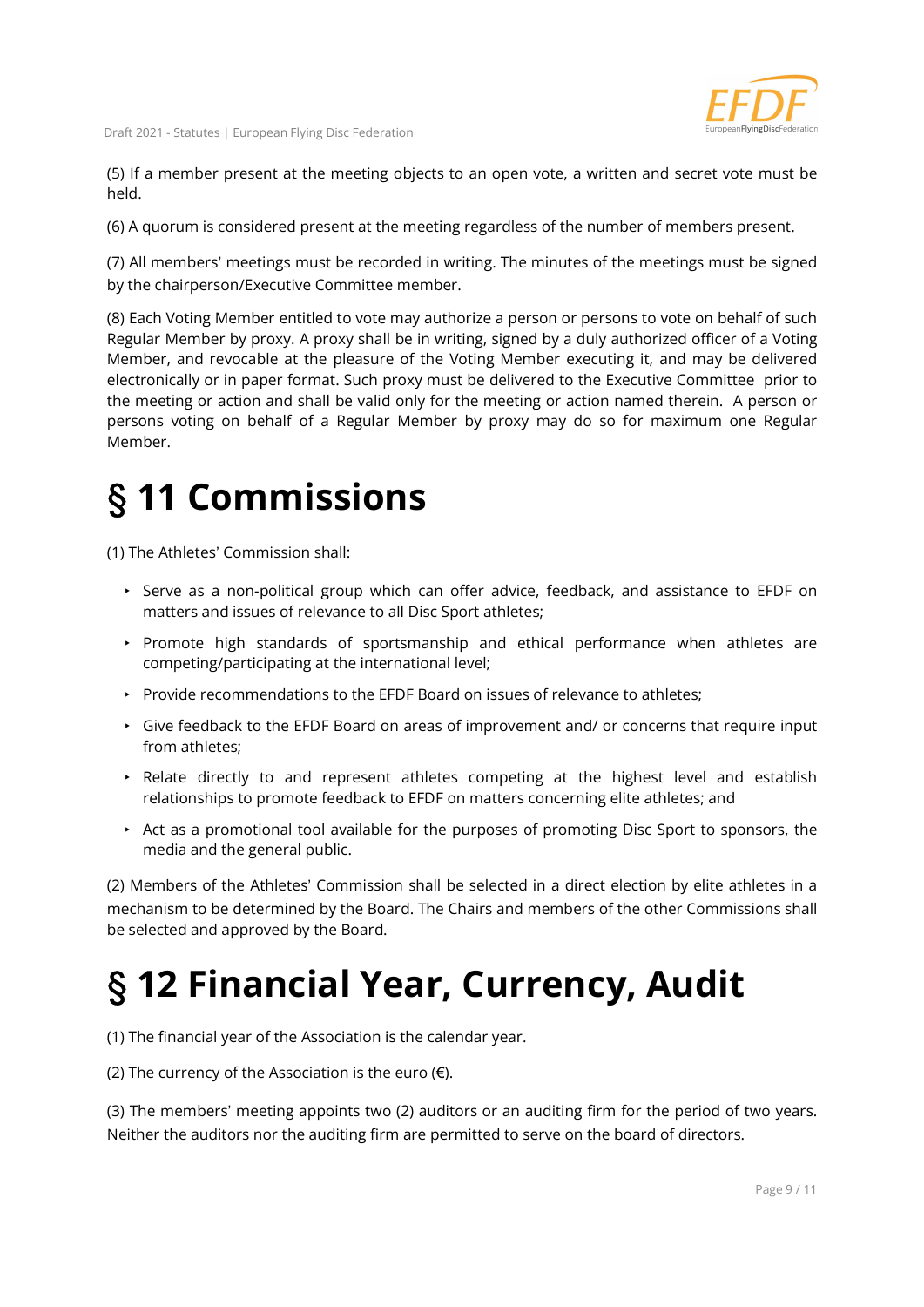(5) If a member present at the meeting objects to an open vote, a written and secret vote must be held.

(6) A quorum is considered present at the meeting regardless of the number of members present.

(7) All members' meetings must be recorded in writing. The minutes of the meetings must be signed by the chairperson/Executive Committee member.

(8) Each Voting Member entitled to vote may authorize a person or persons to vote on behalf of such Regular Member by proxy. A proxy shall be in writing, signed by a duly authorized officer of a Voting Member, and revocable at the pleasure of the Voting Member executing it, and may be delivered electronically or in paper format. Such proxy must be delivered to the Executive Committee prior to the meeting or action and shall be valid only for the meeting or action named therein. A person or persons voting on behalf of a Regular Member by proxy may do so for maximum one Regular Member.

# § 11 Commissions

(1) The Athletes' Commission shall:

- Serve as a non-political group which can offer advice, feedback, and assistance to EFDF on matters and issues of relevance to all Disc Sport athletes;
- Promote high standards of sportsmanship and ethical performance when athletes are competing/participating at the international level;
- Provide recommendations to the EFDF Board on issues of relevance to athletes;
- Give feedback to the EFDF Board on areas of improvement and/ or concerns that require input from athletes;
- Relate directly to and represent athletes competing at the highest level and establish relationships to promote feedback to EFDF on matters concerning elite athletes; and
- Act as a promotional tool available for the purposes of promoting Disc Sport to sponsors, the media and the general public.

(2) Members of the Athletes' Commission shall be selected in a direct election by elite athletes in a mechanism to be determined by the Board. The Chairs and members of the other Commissions shall be selected and approved by the Board.

# § 12 Financial Year, Currency, Audit

(1) The financial year of the Association is the calendar year.

(2) The currency of the Association is the euro (€).

(3) The members' meeting appoints two (2) auditors or an auditing firm for the period of two years. Neither the auditors nor the auditing firm are permitted to serve on the board of directors.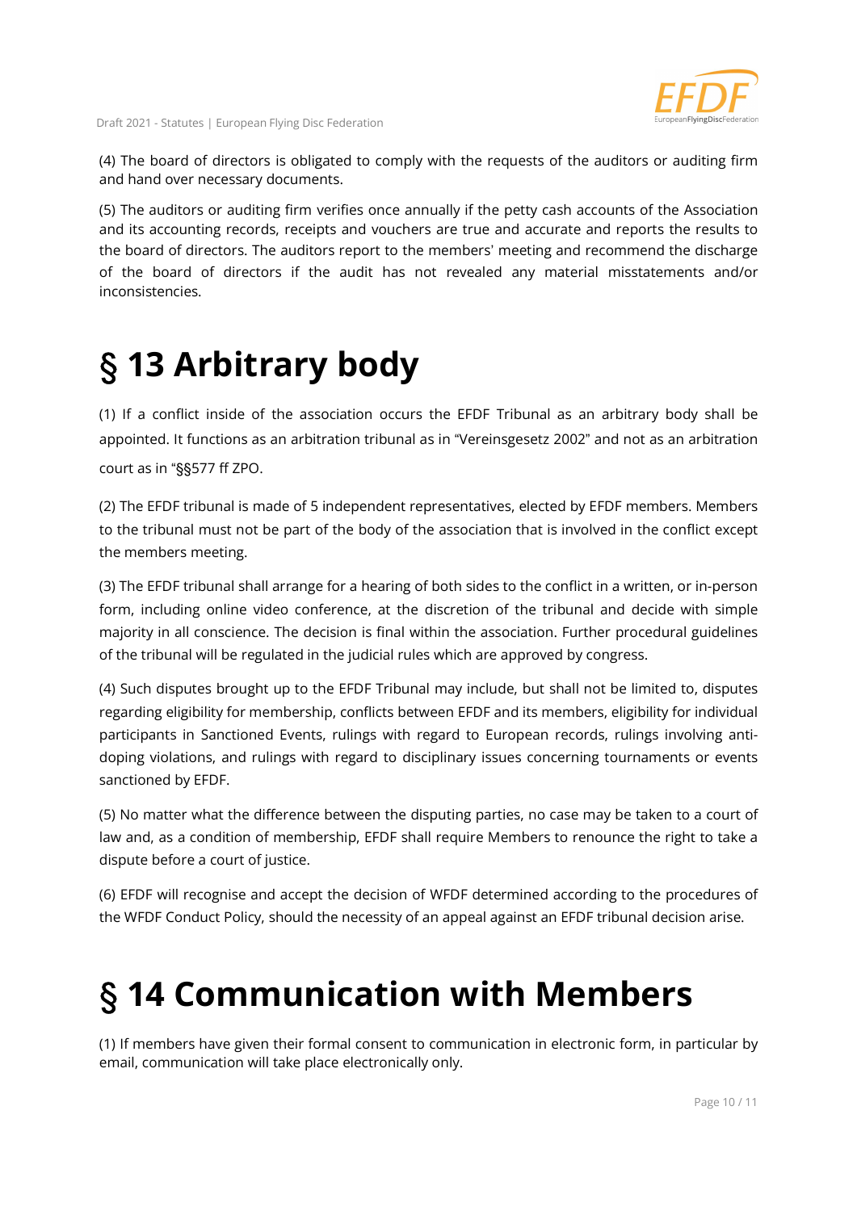(4) The board of directors is obligated to comply with the requests of the auditors or auditing firm and hand over necessary documents.

(5) The auditors or auditing firm verifies once annually if the petty cash accounts of the Association and its accounting records, receipts and vouchers are true and accurate and reports the results to the board of directors. The auditors report to the members' meeting and recommend the discharge of the board of directors if the audit has not revealed any material misstatements and/or inconsistencies.

# § 13 Arbitrary body

(1) If a conflict inside of the association occurs the EFDF Tribunal as an arbitrary body shall be appointed. It functions as an arbitration tribunal as in "Vereinsgesetz 2002" and not as an arbitration court as in "§§577 ff ZPO.

(2) The EFDF tribunal is made of 5 independent representatives, elected by EFDF members. Members to the tribunal must not be part of the body of the association that is involved in the conflict except the members meeting.

(3) The EFDF tribunal shall arrange for a hearing of both sides to the conflict in a written, or in-person form, including online video conference, at the discretion of the tribunal and decide with simple majority in all conscience. The decision is final within the association. Further procedural guidelines of the tribunal will be regulated in the judicial rules which are approved by congress.

(4) Such disputes brought up to the EFDF Tribunal may include, but shall not be limited to, disputes regarding eligibility for membership, conflicts between EFDF and its members, eligibility for individual participants in Sanctioned Events, rulings with regard to European records, rulings involving anti-doping violations, and rulings with regard to disciplinary issues concerning tournaments or events sanctioned by EFDF.

(5) No matter what the difference between the disputing parties, no case may be taken to a court of law and, as a condition of membership, EFDF shall require Members to renounce the right to take a dispute before a court of justice.

(6) EFDF will recognise and accept the decision of WFDF determined according to the procedures of the WFDF Conduct Policy, should the necessity of an appeal against an EFDF tribunal decision arise.

# § 14 Communication with Members

(1) If members have given their formal consent to communication in electronic form, in particular by email, communication will take place electronically only.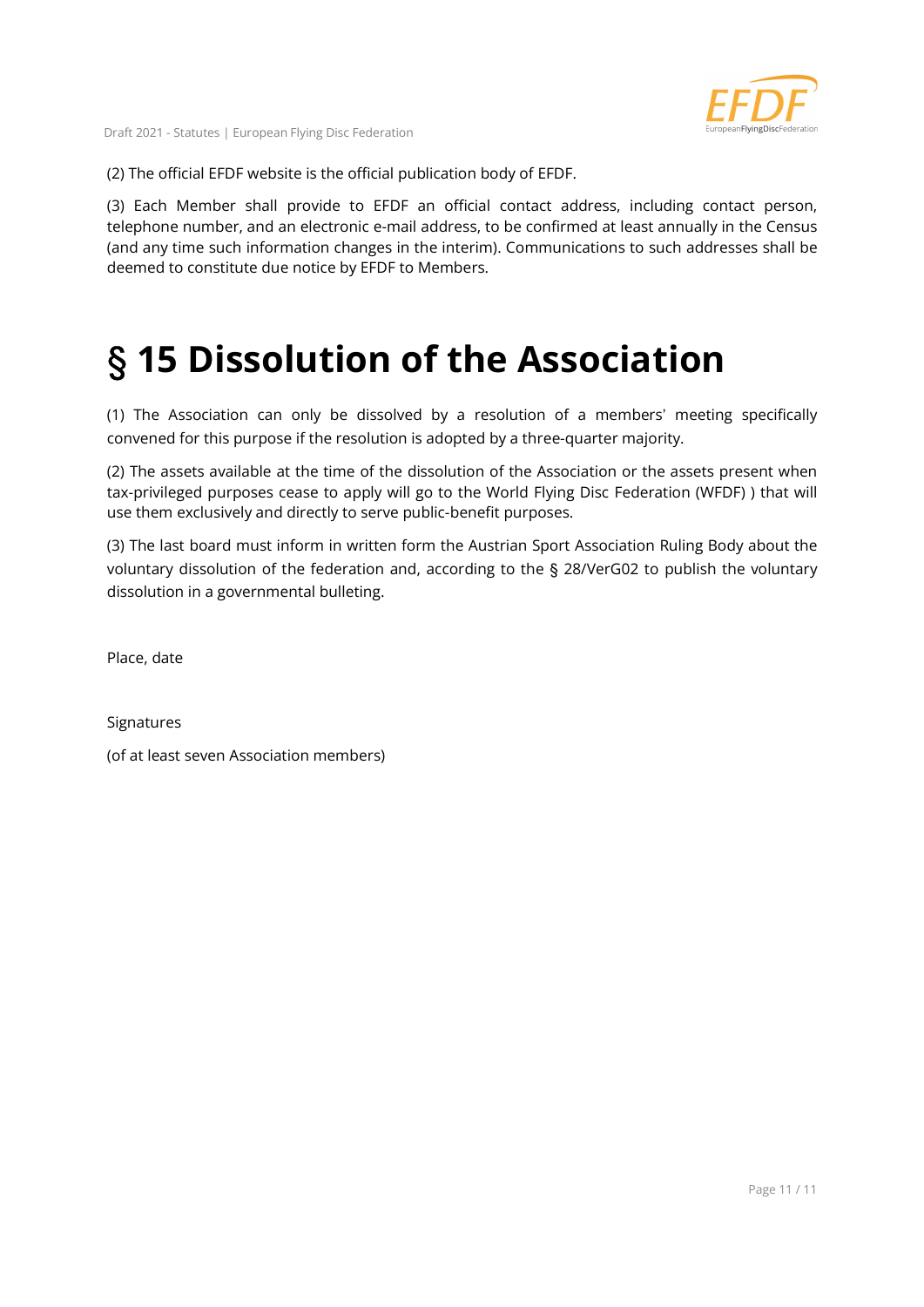(2) The official EFDF website is the official publication body of EFDF.

(3) Each Member shall provide to EFDF an official contact address, including contact person, telephone number, and an electronic e-mail address, to be confirmed at least annually in the Census (and any time such information changes in the interim). Communications to such addresses shall be deemed to constitute due notice by EFDF to Members.

# § 15 Dissolution of the Association

(1) The Association can only be dissolved by a resolution of a members' meeting specifically convened for this purpose if the resolution is adopted by a three-quarter majority.

(2) The assets available at the time of the dissolution of the Association or the assets present when tax-privileged purposes cease to apply will go to the World Flying Disc Federation (WFDF) ) that will use them exclusively and directly to serve public-benefit purposes.

(3) The last board must inform in written form the Austrian Sport Association Ruling Body about the voluntary dissolution of the federation and, according to the § 28/VerG02 to publish the voluntary dissolution in a governmental bulleting.

Place, date

Signatures

(of at least seven Association members)